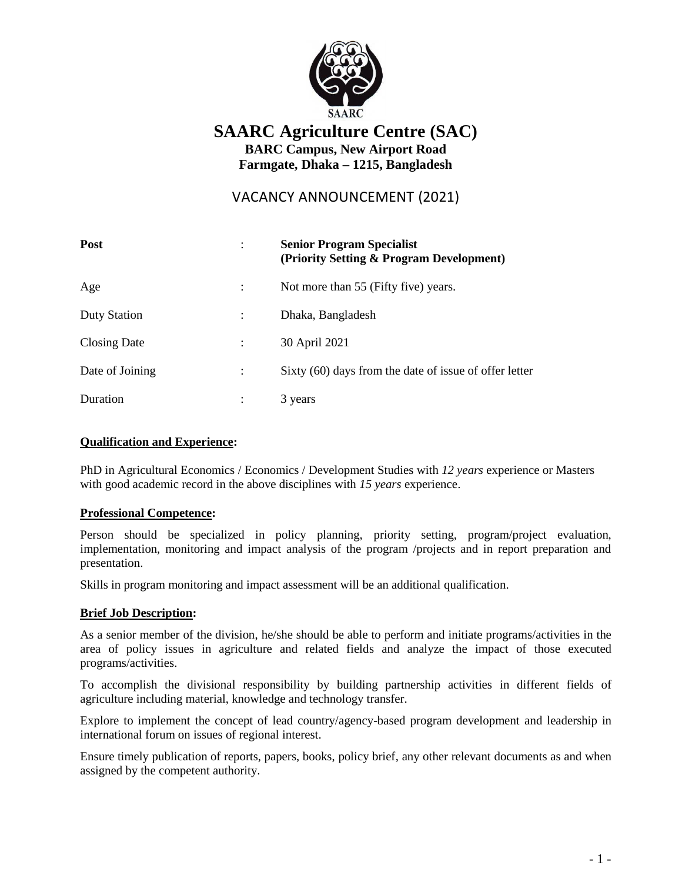# SAARC Agriculture Centre (SAC)

**BARC Campus, New Airport Road**
**Farmgate, Dhaka – 1215, Bangladesh**

## VACANCY ANNOUNCEMENT (2021)

| | | |
|---|---|---|
| **Post** | : | **Senior Program Specialist (Priority Setting & Program Development)** |
| Age | : | Not more than 55 (Fifty five) years. |
| Duty Station | : | Dhaka, Bangladesh |
| Closing Date | : | 30 April 2021 |
| Date of Joining | : | Sixty (60) days from the date of issue of offer letter |
| Duration | : | 3 years |

**Qualification and Experience:**

PhD in Agricultural Economics / Economics / Development Studies with *12 years* experience or Masters with good academic record in the above disciplines with *15 years* experience.

**Professional Competence:**

Person should be specialized in policy planning, priority setting, program/project evaluation, implementation, monitoring and impact analysis of the program /projects and in report preparation and presentation.

Skills in program monitoring and impact assessment will be an additional qualification.

**Brief Job Description:**

As a senior member of the division, he/she should be able to perform and initiate programs/activities in the area of policy issues in agriculture and related fields and analyze the impact of those executed programs/activities.

To accomplish the divisional responsibility by building partnership activities in different fields of agriculture including material, knowledge and technology transfer.

Explore to implement the concept of lead country/agency-based program development and leadership in international forum on issues of regional interest.

Ensure timely publication of reports, papers, books, policy brief, any other relevant documents as and when assigned by the competent authority.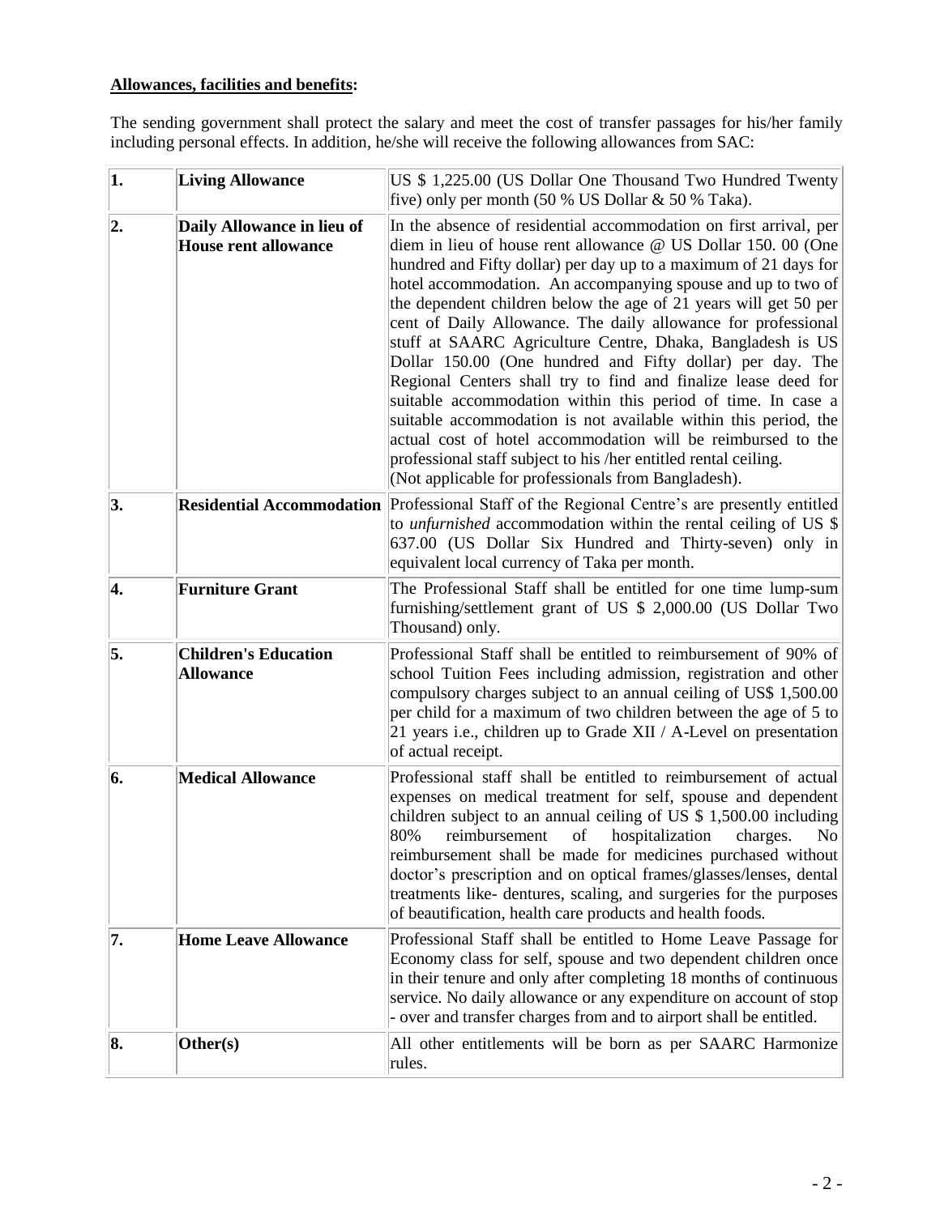**Allowances, facilities and benefits:**

The sending government shall protect the salary and meet the cost of transfer passages for his/her family including personal effects. In addition, he/she will receive the following allowances from SAC:

| | | |
|---|---|---|
| **1.** | **Living Allowance** | US $ 1,225.00 (US Dollar One Thousand Two Hundred Twenty five) only per month (50 % US Dollar & 50 % Taka). |
| **2.** | **Daily Allowance in lieu of House rent allowance** | In the absence of residential accommodation on first arrival, per diem in lieu of house rent allowance @ US Dollar 150. 00 (One hundred and Fifty dollar) per day up to a maximum of 21 days for hotel accommodation. An accompanying spouse and up to two of the dependent children below the age of 21 years will get 50 per cent of Daily Allowance. The daily allowance for professional stuff at SAARC Agriculture Centre, Dhaka, Bangladesh is US Dollar 150.00 (One hundred and Fifty dollar) per day. The Regional Centers shall try to find and finalize lease deed for suitable accommodation within this period of time. In case a suitable accommodation is not available within this period, the actual cost of hotel accommodation will be reimbursed to the professional staff subject to his /her entitled rental ceiling. (Not applicable for professionals from Bangladesh). |
| **3.** | **Residential Accommodation** | Professional Staff of the Regional Centre's are presently entitled to *unfurnished* accommodation within the rental ceiling of US $ 637.00 (US Dollar Six Hundred and Thirty-seven) only in equivalent local currency of Taka per month. |
| **4.** | **Furniture Grant** | The Professional Staff shall be entitled for one time lump-sum furnishing/settlement grant of US $ 2,000.00 (US Dollar Two Thousand) only. |
| **5.** | **Children's Education Allowance** | Professional Staff shall be entitled to reimbursement of 90% of school Tuition Fees including admission, registration and other compulsory charges subject to an annual ceiling of US$ 1,500.00 per child for a maximum of two children between the age of 5 to 21 years i.e., children up to Grade XII / A-Level on presentation of actual receipt. |
| **6.** | **Medical Allowance** | Professional staff shall be entitled to reimbursement of actual expenses on medical treatment for self, spouse and dependent children subject to an annual ceiling of US $ 1,500.00 including 80% reimbursement of hospitalization charges. No reimbursement shall be made for medicines purchased without doctor's prescription and on optical frames/glasses/lenses, dental treatments like- dentures, scaling, and surgeries for the purposes of beautification, health care products and health foods. |
| **7.** | **Home Leave Allowance** | Professional Staff shall be entitled to Home Leave Passage for Economy class for self, spouse and two dependent children once in their tenure and only after completing 18 months of continuous service. No daily allowance or any expenditure on account of stop - over and transfer charges from and to airport shall be entitled. |
| **8.** | **Other(s)** | All other entitlements will be born as per SAARC Harmonize rules. |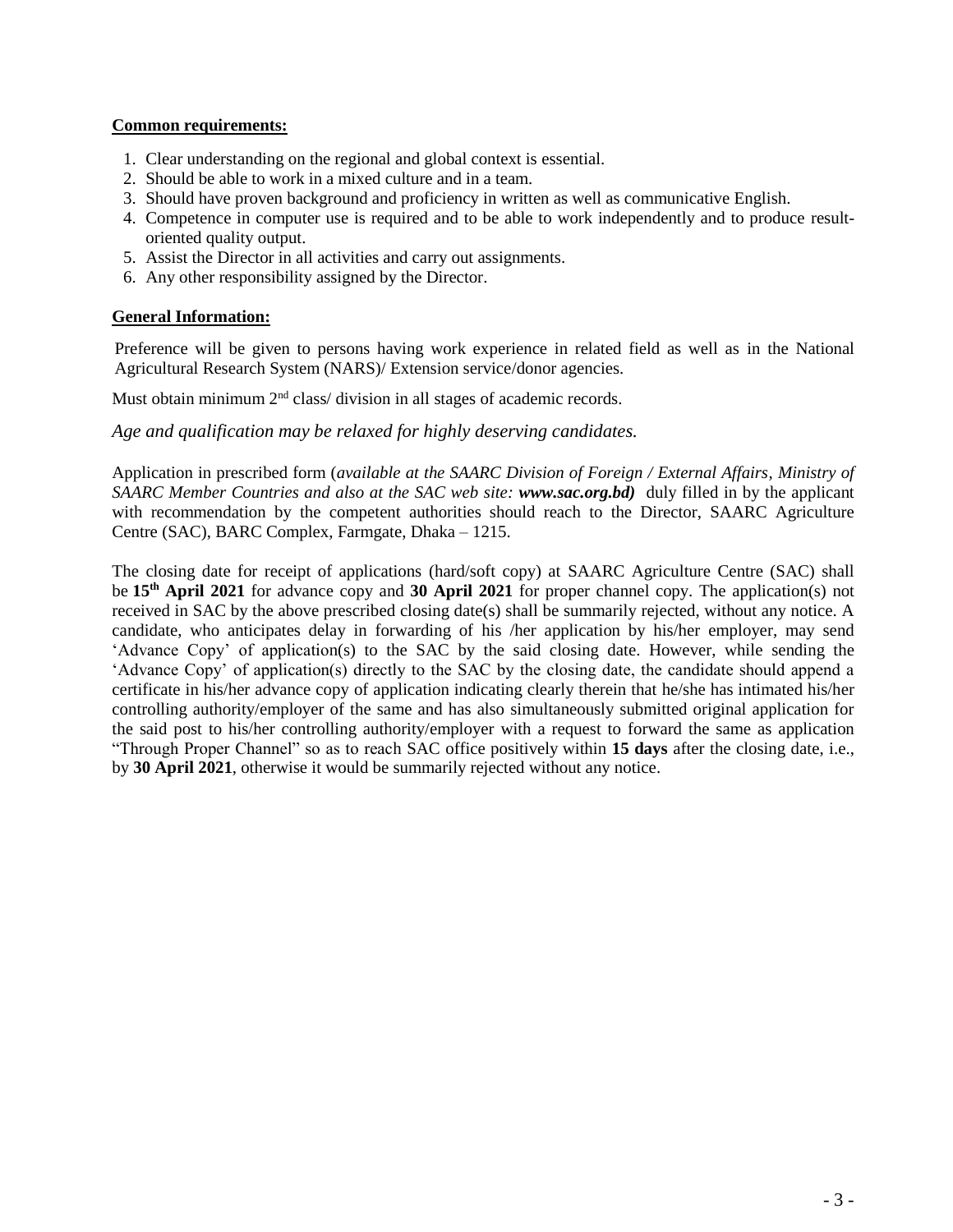**Common requirements:**

1. Clear understanding on the regional and global context is essential.
2. Should be able to work in a mixed culture and in a team.
3. Should have proven background and proficiency in written as well as communicative English.
4. Competence in computer use is required and to be able to work independently and to produce result-oriented quality output.
5. Assist the Director in all activities and carry out assignments.
6. Any other responsibility assigned by the Director.

**General Information:**

Preference will be given to persons having work experience in related field as well as in the National Agricultural Research System (NARS)/ Extension service/donor agencies.

Must obtain minimum 2nd class/ division in all stages of academic records.

*Age and qualification may be relaxed for highly deserving candidates.*

Application in prescribed form (*available at the SAARC Division of Foreign / External Affairs, Ministry of SAARC Member Countries and also at the SAC web site:* ***www.sac.org.bd)*** duly filled in by the applicant with recommendation by the competent authorities should reach to the Director, SAARC Agriculture Centre (SAC), BARC Complex, Farmgate, Dhaka – 1215.

The closing date for receipt of applications (hard/soft copy) at SAARC Agriculture Centre (SAC) shall be **15th April 2021** for advance copy and **30 April 2021** for proper channel copy. The application(s) not received in SAC by the above prescribed closing date(s) shall be summarily rejected, without any notice. A candidate, who anticipates delay in forwarding of his /her application by his/her employer, may send 'Advance Copy' of application(s) to the SAC by the said closing date. However, while sending the 'Advance Copy' of application(s) directly to the SAC by the closing date, the candidate should append a certificate in his/her advance copy of application indicating clearly therein that he/she has intimated his/her controlling authority/employer of the same and has also simultaneously submitted original application for the said post to his/her controlling authority/employer with a request to forward the same as application "Through Proper Channel" so as to reach SAC office positively within **15 days** after the closing date, i.e., by **30 April 2021**, otherwise it would be summarily rejected without any notice.